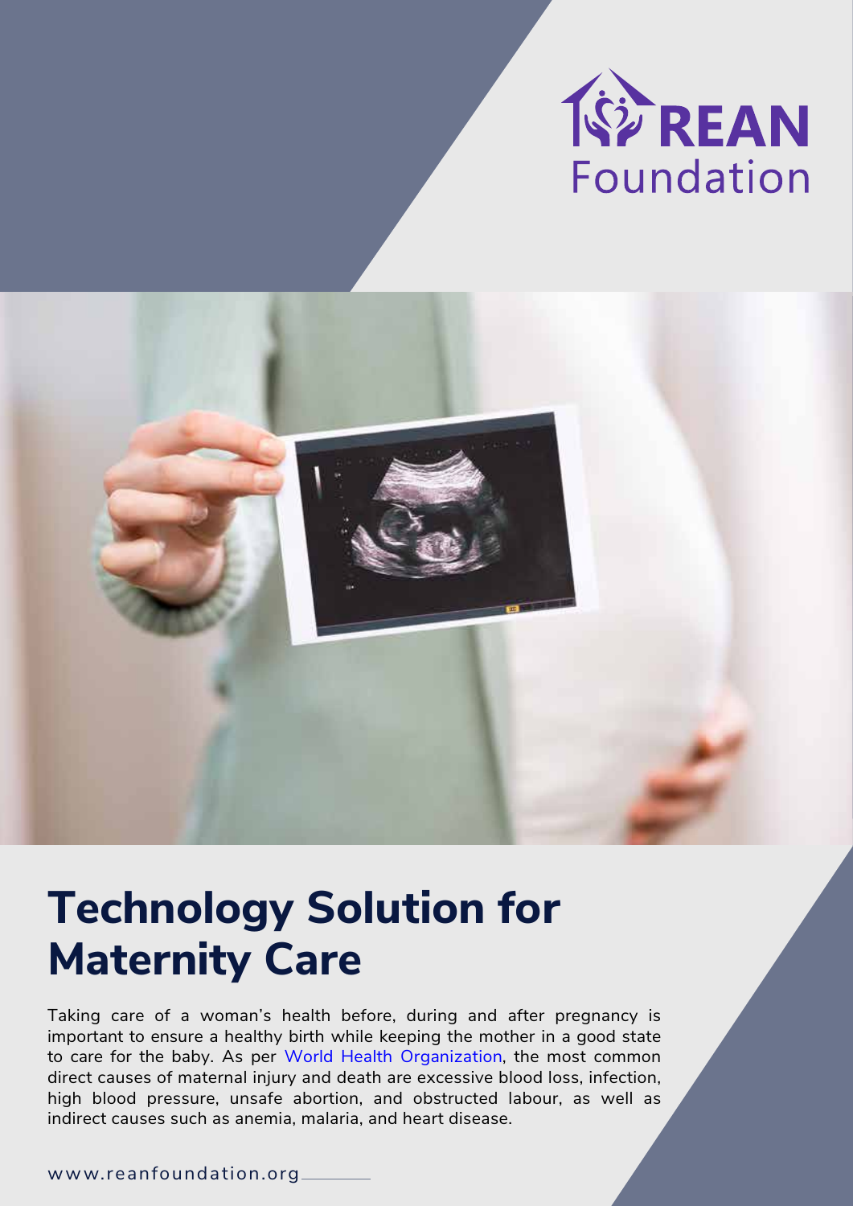REAN Foundation

# Technology Solution for Maternity Care

Taking care of a woman's health before, during and after pregnancy is important to ensure a healthy birth while keeping the mother in a good state to care for the baby. As per World Health Organization, the most common direct causes of maternal injury and death are excessive blood loss, infection, high blood pressure, unsafe abortion, and obstructed labour, as well as indirect causes such as anemia, malaria, and heart disease.

www.reanfoundation.org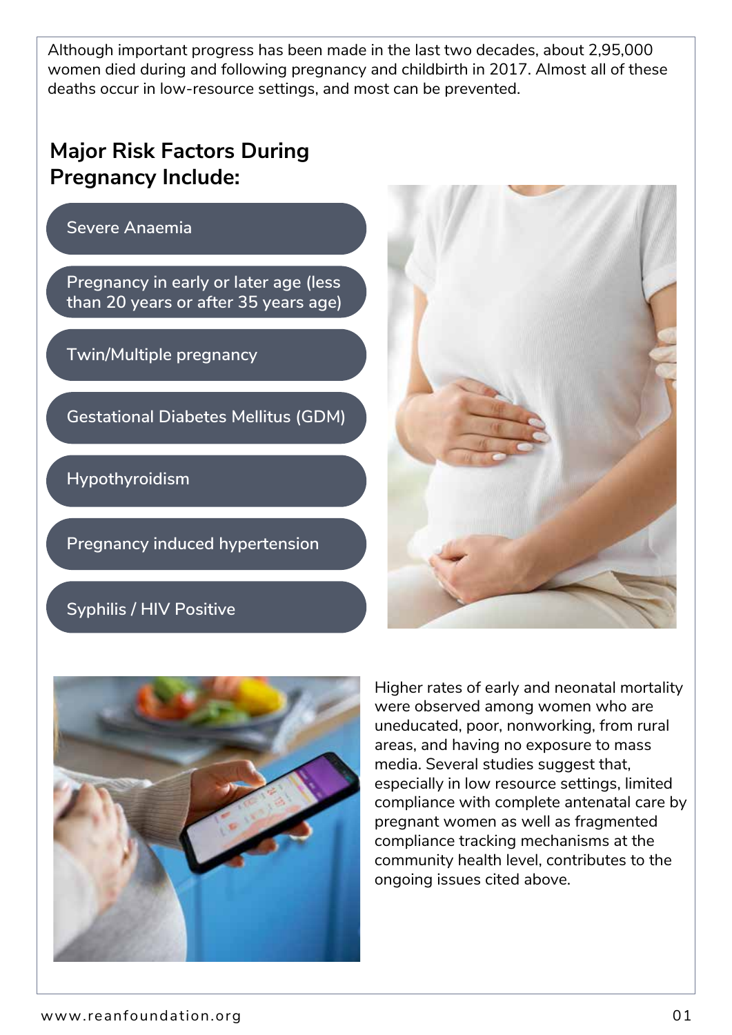Although important progress has been made in the last two decades, about 2,95,000 women died during and following pregnancy and childbirth in 2017. Almost all of these deaths occur in low-resource settings, and most can be prevented.

## Major Risk Factors During Pregnancy Include:

- Severe Anaemia
- Pregnancy in early or later age (less than 20 years or after 35 years age)
- Twin/Multiple pregnancy
- Gestational Diabetes Mellitus (GDM)
- Hypothyroidism
- Pregnancy induced hypertension
- Syphilis / HIV Positive

Higher rates of early and neonatal mortality were observed among women who are uneducated, poor, nonworking, from rural areas, and having no exposure to mass media. Several studies suggest that, especially in low resource settings, limited compliance with complete antenatal care by pregnant women as well as fragmented compliance tracking mechanisms at the community health level, contributes to the ongoing issues cited above.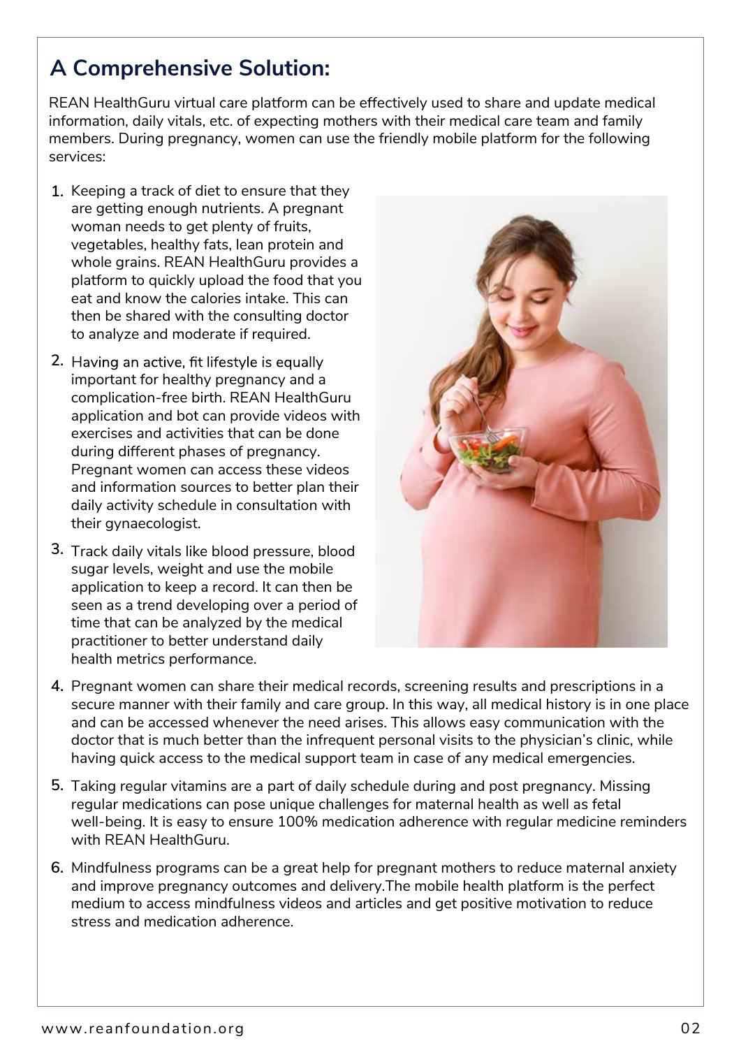## A Comprehensive Solution:

REAN HealthGuru virtual care platform can be effectively used to share and update medical information, daily vitals, etc. of expecting mothers with their medical care team and family members. During pregnancy, women can use the friendly mobile platform for the following services:

1. Keeping a track of diet to ensure that they are getting enough nutrients. A pregnant woman needs to get plenty of fruits, vegetables, healthy fats, lean protein and whole grains. REAN HealthGuru provides a platform to quickly upload the food that you eat and know the calories intake. This can then be shared with the consulting doctor to analyze and moderate if required.
2. Having an active, fit lifestyle is equally important for healthy pregnancy and a complication-free birth. REAN HealthGuru application and bot can provide videos with exercises and activities that can be done during different phases of pregnancy. Pregnant women can access these videos and information sources to better plan their daily activity schedule in consultation with their gynaecologist.
3. Track daily vitals like blood pressure, blood sugar levels, weight and use the mobile application to keep a record. It can then be seen as a trend developing over a period of time that can be analyzed by the medical practitioner to better understand daily health metrics performance.
4. Pregnant women can share their medical records, screening results and prescriptions in a secure manner with their family and care group. In this way, all medical history is in one place and can be accessed whenever the need arises. This allows easy communication with the doctor that is much better than the infrequent personal visits to the physician's clinic, while having quick access to the medical support team in case of any medical emergencies.
5. Taking regular vitamins are a part of daily schedule during and post pregnancy. Missing regular medications can pose unique challenges for maternal health as well as fetal well-being. It is easy to ensure 100% medication adherence with regular medicine reminders with REAN HealthGuru.
6. Mindfulness programs can be a great help for pregnant mothers to reduce maternal anxiety and improve pregnancy outcomes and delivery.The mobile health platform is the perfect medium to access mindfulness videos and articles and get positive motivation to reduce stress and medication adherence.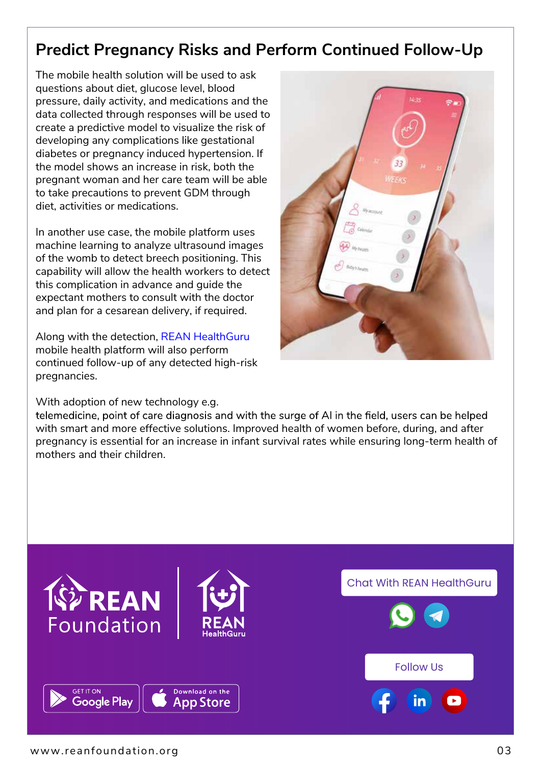## Predict Pregnancy Risks and Perform Continued Follow-Up

The mobile health solution will be used to ask questions about diet, glucose level, blood pressure, daily activity, and medications and the data collected through responses will be used to create a predictive model to visualize the risk of developing any complications like gestational diabetes or pregnancy induced hypertension. If the model shows an increase in risk, both the pregnant woman and her care team will be able to take precautions to prevent GDM through diet, activities or medications.

In another use case, the mobile platform uses machine learning to analyze ultrasound images of the womb to detect breech positioning. This capability will allow the health workers to detect this complication in advance and guide the expectant mothers to consult with the doctor and plan for a cesarean delivery, if required.

Along with the detection, REAN HealthGuru mobile health platform will also perform continued follow-up of any detected high-risk pregnancies.

With adoption of new technology e.g. telemedicine, point of care diagnosis and with the surge of AI in the field, users can be helped with smart and more effective solutions. Improved health of women before, during, and after pregnancy is essential for an increase in infant survival rates while ensuring long-term health of mothers and their children.

REAN Foundation | REAN HealthGuru

GET IT ON Google Play | Download on the App Store

Chat With REAN HealthGuru

Follow Us

www.reanfoundation.org